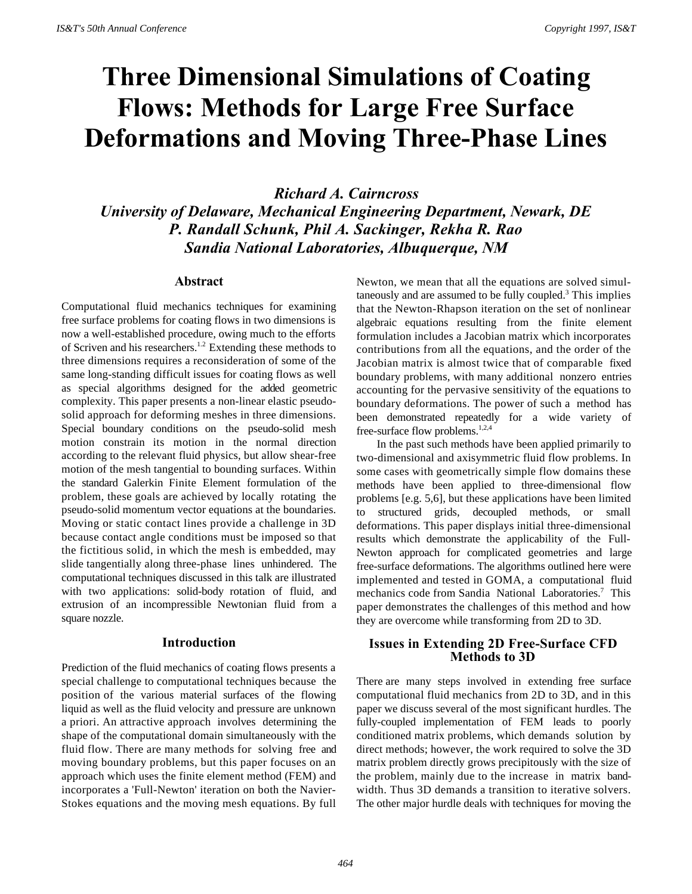# Three Dimensional Simulations of Coating Flows: Methods for Large Free Surface Deformations and Moving Three-Phase Lines

***Richard A. Cairncross***
***University of Delaware, Mechanical Engineering Department, Newark, DE***
***P. Randall Schunk, Phil A. Sackinger, Rekha R. Rao***
***Sandia National Laboratories, Albuquerque, NM***

## Abstract

Computational fluid mechanics techniques for examining free surface problems for coating flows in two dimensions is now a well-established procedure, owing much to the efforts of Scriven and his researchers.[1,2] Extending these methods to three dimensions requires a reconsideration of some of the same long-standing difficult issues for coating flows as well as special algorithms designed for the added geometric complexity. This paper presents a non-linear elastic pseudo-solid approach for deforming meshes in three dimensions. Special boundary conditions on the pseudo-solid mesh motion constrain its motion in the normal direction according to the relevant fluid physics, but allow shear-free motion of the mesh tangential to bounding surfaces. Within the standard Galerkin Finite Element formulation of the problem, these goals are achieved by locally rotating the pseudo-solid momentum vector equations at the boundaries. Moving or static contact lines provide a challenge in 3D because contact angle conditions must be imposed so that the fictitious solid, in which the mesh is embedded, may slide tangentially along three-phase lines unhindered. The computational techniques discussed in this talk are illustrated with two applications: solid-body rotation of fluid, and extrusion of an incompressible Newtonian fluid from a square nozzle.

## Introduction

Prediction of the fluid mechanics of coating flows presents a special challenge to computational techniques because the position of the various material surfaces of the flowing liquid as well as the fluid velocity and pressure are unknown a priori. An attractive approach involves determining the shape of the computational domain simultaneously with the fluid flow. There are many methods for solving free and moving boundary problems, but this paper focuses on an approach which uses the finite element method (FEM) and incorporates a 'Full-Newton' iteration on both the Navier-Stokes equations and the moving mesh equations. By full Newton, we mean that all the equations are solved simultaneously and are assumed to be fully coupled.[3] This implies that the Newton-Rhapson iteration on the set of nonlinear algebraic equations resulting from the finite element formulation includes a Jacobian matrix which incorporates contributions from all the equations, and the order of the Jacobian matrix is almost twice that of comparable fixed boundary problems, with many additional nonzero entries accounting for the pervasive sensitivity of the equations to boundary deformations. The power of such a method has been demonstrated repeatedly for a wide variety of free-surface flow problems.[1,2,4]

In the past such methods have been applied primarily to two-dimensional and axisymmetric fluid flow problems. In some cases with geometrically simple flow domains these methods have been applied to three-dimensional flow problems [e.g. 5,6], but these applications have been limited to structured grids, decoupled methods, or small deformations. This paper displays initial three-dimensional results which demonstrate the applicability of the Full-Newton approach for complicated geometries and large free-surface deformations. The algorithms outlined here were implemented and tested in GOMA, a computational fluid mechanics code from Sandia National Laboratories.[7] This paper demonstrates the challenges of this method and how they are overcome while transforming from 2D to 3D.

## Issues in Extending 2D Free-Surface CFD Methods to 3D

There are many steps involved in extending free surface computational fluid mechanics from 2D to 3D, and in this paper we discuss several of the most significant hurdles. The fully-coupled implementation of FEM leads to poorly conditioned matrix problems, which demands solution by direct methods; however, the work required to solve the 3D matrix problem directly grows precipitously with the size of the problem, mainly due to the increase in matrix band-width. Thus 3D demands a transition to iterative solvers. The other major hurdle deals with techniques for moving the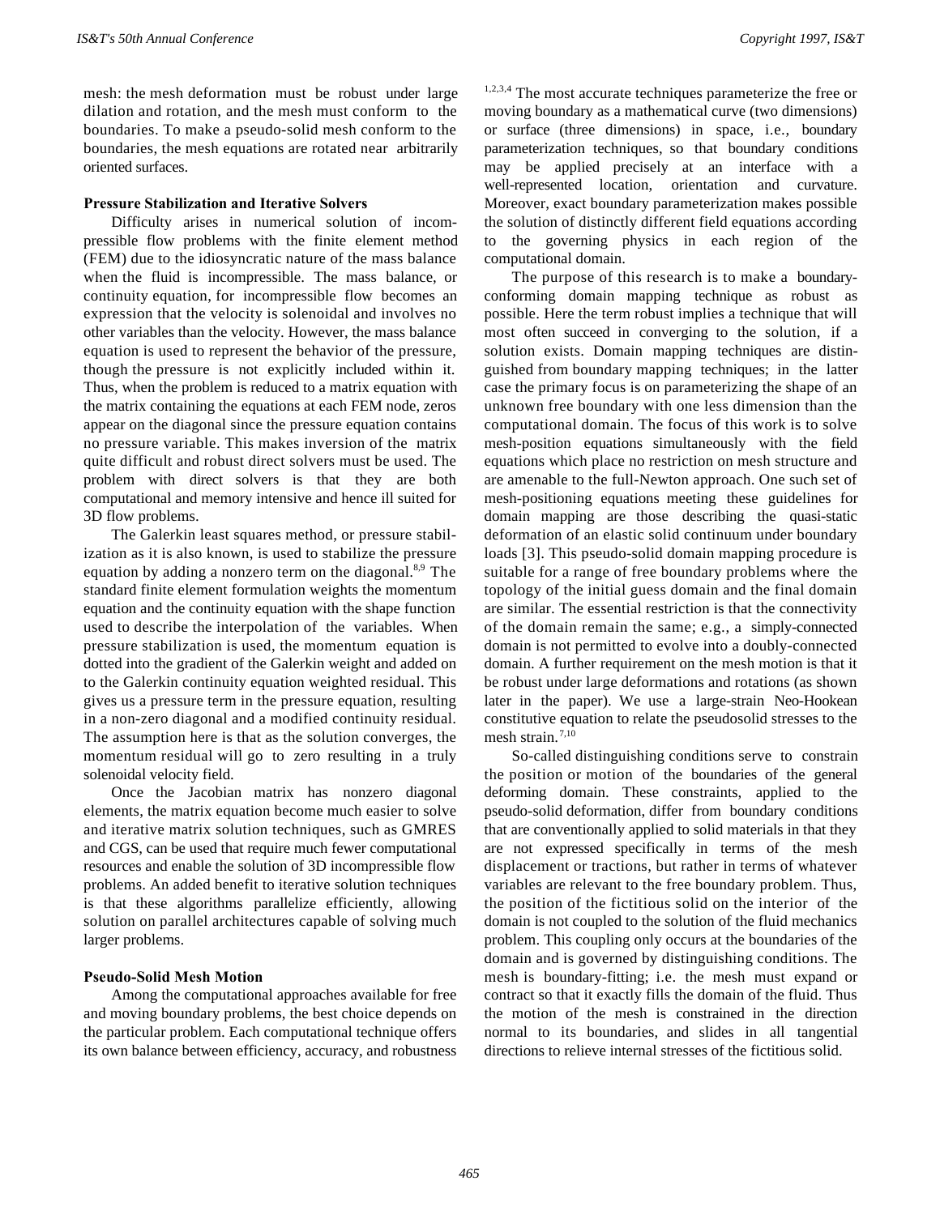mesh: the mesh deformation must be robust under large dilation and rotation, and the mesh must conform to the boundaries. To make a pseudo-solid mesh conform to the boundaries, the mesh equations are rotated near arbitrarily oriented surfaces.

### Pressure Stabilization and Iterative Solvers

Difficulty arises in numerical solution of incompressible flow problems with the finite element method (FEM) due to the idiosyncratic nature of the mass balance when the fluid is incompressible. The mass balance, or continuity equation, for incompressible flow becomes an expression that the velocity is solenoidal and involves no other variables than the velocity. However, the mass balance equation is used to represent the behavior of the pressure, though the pressure is not explicitly included within it. Thus, when the problem is reduced to a matrix equation with the matrix containing the equations at each FEM node, zeros appear on the diagonal since the pressure equation contains no pressure variable. This makes inversion of the matrix quite difficult and robust direct solvers must be used. The problem with direct solvers is that they are both computational and memory intensive and hence ill suited for 3D flow problems.

The Galerkin least squares method, or pressure stabilization as it is also known, is used to stabilize the pressure equation by adding a nonzero term on the diagonal.[8,9] The standard finite element formulation weights the momentum equation and the continuity equation with the shape function used to describe the interpolation of the variables. When pressure stabilization is used, the momentum equation is dotted into the gradient of the Galerkin weight and added on to the Galerkin continuity equation weighted residual. This gives us a pressure term in the pressure equation, resulting in a non-zero diagonal and a modified continuity residual. The assumption here is that as the solution converges, the momentum residual will go to zero resulting in a truly solenoidal velocity field.

Once the Jacobian matrix has nonzero diagonal elements, the matrix equation become much easier to solve and iterative matrix solution techniques, such as GMRES and CGS, can be used that require much fewer computational resources and enable the solution of 3D incompressible flow problems. An added benefit to iterative solution techniques is that these algorithms parallelize efficiently, allowing solution on parallel architectures capable of solving much larger problems.

### Pseudo-Solid Mesh Motion

Among the computational approaches available for free and moving boundary problems, the best choice depends on the particular problem. Each computational technique offers its own balance between efficiency, accuracy, and robustness [1,2,3,4] The most accurate techniques parameterize the free or moving boundary as a mathematical curve (two dimensions) or surface (three dimensions) in space, i.e., boundary parameterization techniques, so that boundary conditions may be applied precisely at an interface with a well-represented location, orientation and curvature. Moreover, exact boundary parameterization makes possible the solution of distinctly different field equations according to the governing physics in each region of the computational domain.

The purpose of this research is to make a boundary-conforming domain mapping technique as robust as possible. Here the term robust implies a technique that will most often succeed in converging to the solution, if a solution exists. Domain mapping techniques are distinguished from boundary mapping techniques; in the latter case the primary focus is on parameterizing the shape of an unknown free boundary with one less dimension than the computational domain. The focus of this work is to solve mesh-position equations simultaneously with the field equations which place no restriction on mesh structure and are amenable to the full-Newton approach. One such set of mesh-positioning equations meeting these guidelines for domain mapping are those describing the quasi-static deformation of an elastic solid continuum under boundary loads [3]. This pseudo-solid domain mapping procedure is suitable for a range of free boundary problems where the topology of the initial guess domain and the final domain are similar. The essential restriction is that the connectivity of the domain remain the same; e.g., a simply-connected domain is not permitted to evolve into a doubly-connected domain. A further requirement on the mesh motion is that it be robust under large deformations and rotations (as shown later in the paper). We use a large-strain Neo-Hookean constitutive equation to relate the pseudosolid stresses to the mesh strain.[7,10]

So-called distinguishing conditions serve to constrain the position or motion of the boundaries of the general deforming domain. These constraints, applied to the pseudo-solid deformation, differ from boundary conditions that are conventionally applied to solid materials in that they are not expressed specifically in terms of the mesh displacement or tractions, but rather in terms of whatever variables are relevant to the free boundary problem. Thus, the position of the fictitious solid on the interior of the domain is not coupled to the solution of the fluid mechanics problem. This coupling only occurs at the boundaries of the domain and is governed by distinguishing conditions. The mesh is boundary-fitting; i.e. the mesh must expand or contract so that it exactly fills the domain of the fluid. Thus the motion of the mesh is constrained in the direction normal to its boundaries, and slides in all tangential directions to relieve internal stresses of the fictitious solid.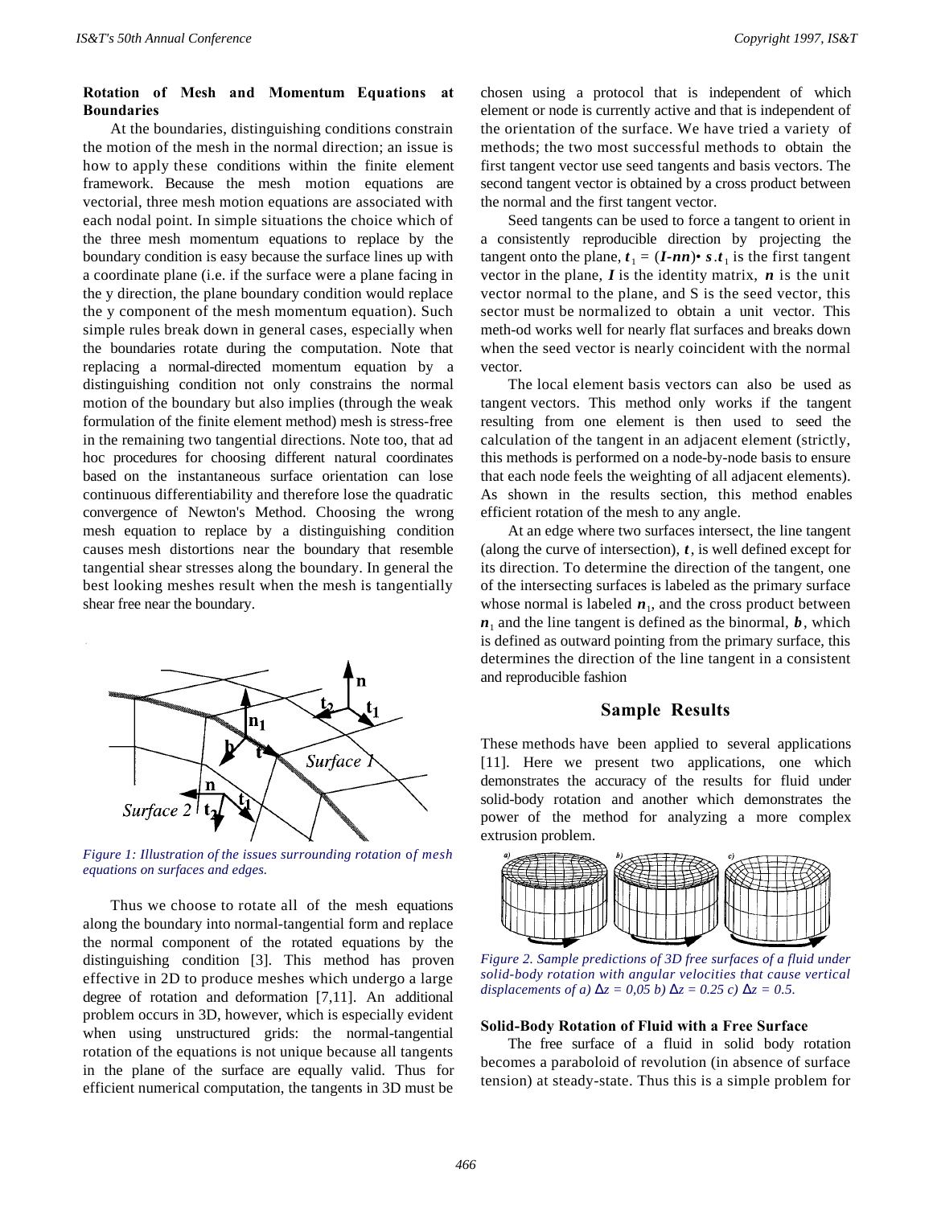**Rotation of Mesh and Momentum Equations at Boundaries**

At the boundaries, distinguishing conditions constrain the motion of the mesh in the normal direction; an issue is how to apply these conditions within the finite element framework. Because the mesh motion equations are vectorial, three mesh motion equations are associated with each nodal point. In simple situations the choice which of the three mesh momentum equations to replace by the boundary condition is easy because the surface lines up with a coordinate plane (i.e. if the surface were a plane facing in the y direction, the plane boundary condition would replace the y component of the mesh momentum equation). Such simple rules break down in general cases, especially when the boundaries rotate during the computation. Note that replacing a normal-directed momentum equation by a distinguishing condition not only constrains the normal motion of the boundary but also implies (through the weak formulation of the finite element method) mesh is stress-free in the remaining two tangential directions. Note too, that ad hoc procedures for choosing different natural coordinates based on the instantaneous surface orientation can lose continuous differentiability and therefore lose the quadratic convergence of Newton's Method. Choosing the wrong mesh equation to replace by a distinguishing condition causes mesh distortions near the boundary that resemble tangential shear stresses along the boundary. In general the best looking meshes result when the mesh is tangentially shear free near the boundary.

*Figure 1: Illustration of the issues surrounding rotation of mesh equations on surfaces and edges.*

Thus we choose to rotate all of the mesh equations along the boundary into normal-tangential form and replace the normal component of the rotated equations by the distinguishing condition [3]. This method has proven effective in 2D to produce meshes which undergo a large degree of rotation and deformation [7,11]. An additional problem occurs in 3D, however, which is especially evident when using unstructured grids: the normal-tangential rotation of the equations is not unique because all tangents in the plane of the surface are equally valid. Thus for efficient numerical computation, the tangents in 3D must be chosen using a protocol that is independent of which element or node is currently active and that is independent of the orientation of the surface. We have tried a variety of methods; the two most successful methods to obtain the first tangent vector use seed tangents and basis vectors. The second tangent vector is obtained by a cross product between the normal and the first tangent vector.

Seed tangents can be used to force a tangent to orient in a consistently reproducible direction by projecting the tangent onto the plane, $\boldsymbol{t}_1 = (\boldsymbol{I}\text{-}\boldsymbol{nn})\bullet \boldsymbol{s}.\boldsymbol{t}_1$ is the first tangent vector in the plane, $\boldsymbol{I}$ is the identity matrix, $\boldsymbol{n}$ is the unit vector normal to the plane, and S is the seed vector, this sector must be normalized to obtain a unit vector. This meth-od works well for nearly flat surfaces and breaks down when the seed vector is nearly coincident with the normal vector.

The local element basis vectors can also be used as tangent vectors. This method only works if the tangent resulting from one element is then used to seed the calculation of the tangent in an adjacent element (strictly, this methods is performed on a node-by-node basis to ensure that each node feels the weighting of all adjacent elements). As shown in the results section, this method enables efficient rotation of the mesh to any angle.

At an edge where two surfaces intersect, the line tangent (along the curve of intersection), $\boldsymbol{t}$, is well defined except for its direction. To determine the direction of the tangent, one of the intersecting surfaces is labeled as the primary surface whose normal is labeled $\boldsymbol{n}_1$, and the cross product between $\boldsymbol{n}_1$ and the line tangent is defined as the binormal, $\boldsymbol{b}$, which is defined as outward pointing from the primary surface, this determines the direction of the line tangent in a consistent and reproducible fashion

## Sample Results

These methods have been applied to several applications [11]. Here we present two applications, one which demonstrates the accuracy of the results for fluid under solid-body rotation and another which demonstrates the power of the method for analyzing a more complex extrusion problem.

*Figure 2. Sample predictions of 3D free surfaces of a fluid under solid-body rotation with angular velocities that cause vertical displacements of a) $\Delta z = 0{,}05$ b) $\Delta z = 0.25$ c) $\Delta z = 0.5$.*

**Solid-Body Rotation of Fluid with a Free Surface**

The free surface of a fluid in solid body rotation becomes a paraboloid of revolution (in absence of surface tension) at steady-state. Thus this is a simple problem for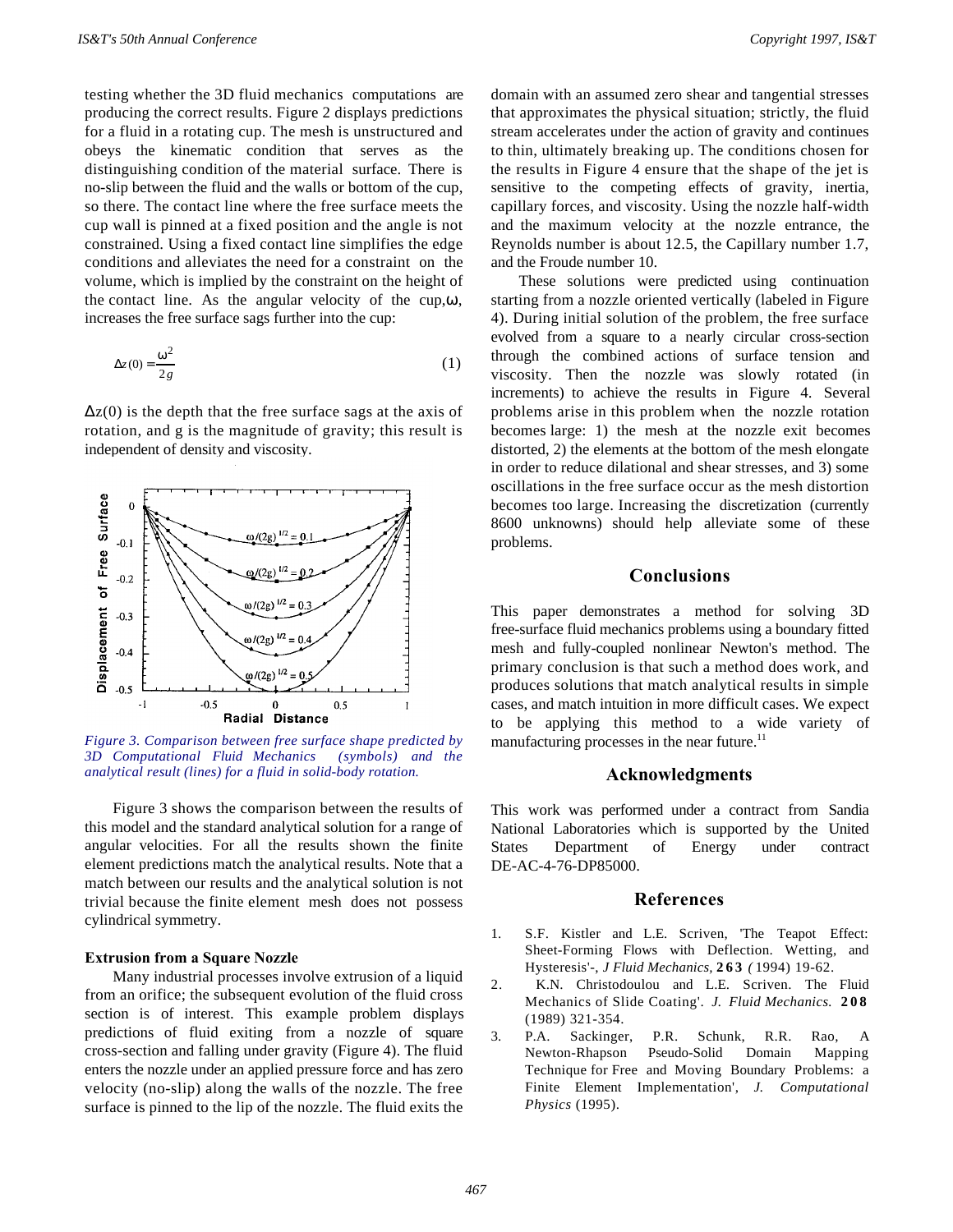testing whether the 3D fluid mechanics computations are producing the correct results. Figure 2 displays predictions for a fluid in a rotating cup. The mesh is unstructured and obeys the kinematic condition that serves as the distinguishing condition of the material surface. There is no-slip between the fluid and the walls or bottom of the cup, so there. The contact line where the free surface meets the cup wall is pinned at a fixed position and the angle is not constrained. Using a fixed contact line simplifies the edge conditions and alleviates the need for a constraint on the volume, which is implied by the constraint on the height of the contact line. As the angular velocity of the cup, $\omega$, increases the free surface sags further into the cup:

$$\Delta z(0) = \frac{\omega^2}{2g} \tag{1}$$

$\Delta z(0)$ is the depth that the free surface sags at the axis of rotation, and g is the magnitude of gravity; this result is independent of density and viscosity.

*Figure 3. Comparison between free surface shape predicted by 3D Computational Fluid Mechanics (symbols) and the analytical result (lines) for a fluid in solid-body rotation.*

Figure 3 shows the comparison between the results of this model and the standard analytical solution for a range of angular velocities. For all the results shown the finite element predictions match the analytical results. Note that a match between our results and the analytical solution is not trivial because the finite element mesh does not possess cylindrical symmetry.

**Extrusion from a Square Nozzle**

Many industrial processes involve extrusion of a liquid from an orifice; the subsequent evolution of the fluid cross section is of interest. This example problem displays predictions of fluid exiting from a nozzle of square cross-section and falling under gravity (Figure 4). The fluid enters the nozzle under an applied pressure force and has zero velocity (no-slip) along the walls of the nozzle. The free surface is pinned to the lip of the nozzle. The fluid exits the domain with an assumed zero shear and tangential stresses that approximates the physical situation; strictly, the fluid stream accelerates under the action of gravity and continues to thin, ultimately breaking up. The conditions chosen for the results in Figure 4 ensure that the shape of the jet is sensitive to the competing effects of gravity, inertia, capillary forces, and viscosity. Using the nozzle half-width and the maximum velocity at the nozzle entrance, the Reynolds number is about 12.5, the Capillary number 1.7, and the Froude number 10.

These solutions were predicted using continuation starting from a nozzle oriented vertically (labeled in Figure 4). During initial solution of the problem, the free surface evolved from a square to a nearly circular cross-section through the combined actions of surface tension and viscosity. Then the nozzle was slowly rotated (in increments) to achieve the results in Figure 4. Several problems arise in this problem when the nozzle rotation becomes large: 1) the mesh at the nozzle exit becomes distorted, 2) the elements at the bottom of the mesh elongate in order to reduce dilational and shear stresses, and 3) some oscillations in the free surface occur as the mesh distortion becomes too large. Increasing the discretization (currently 8600 unknowns) should help alleviate some of these problems.

## Conclusions

This paper demonstrates a method for solving 3D free-surface fluid mechanics problems using a boundary fitted mesh and fully-coupled nonlinear Newton's method. The primary conclusion is that such a method does work, and produces solutions that match analytical results in simple cases, and match intuition in more difficult cases. We expect to be applying this method to a wide variety of manufacturing processes in the near future.[11]

## Acknowledgments

This work was performed under a contract from Sandia National Laboratories which is supported by the United States Department of Energy under contract DE-AC-4-76-DP85000.

## References

1. S.F. Kistler and L.E. Scriven, 'The Teapot Effect: Sheet-Forming Flows with Deflection. Wetting, and Hysteresis'-, *J Fluid Mechanics*, **263** *(* 1994) 19-62.
2. K.N. Christodoulou and L.E. Scriven. The Fluid Mechanics of Slide Coating'. *J. Fluid Mechanics.* **208** (1989) 321-354.
3. P.A. Sackinger, P.R. Schunk, R.R. Rao, A Newton-Rhapson Pseudo-Solid Domain Mapping Technique for Free and Moving Boundary Problems: a Finite Element Implementation', *J. Computational Physics* (1995).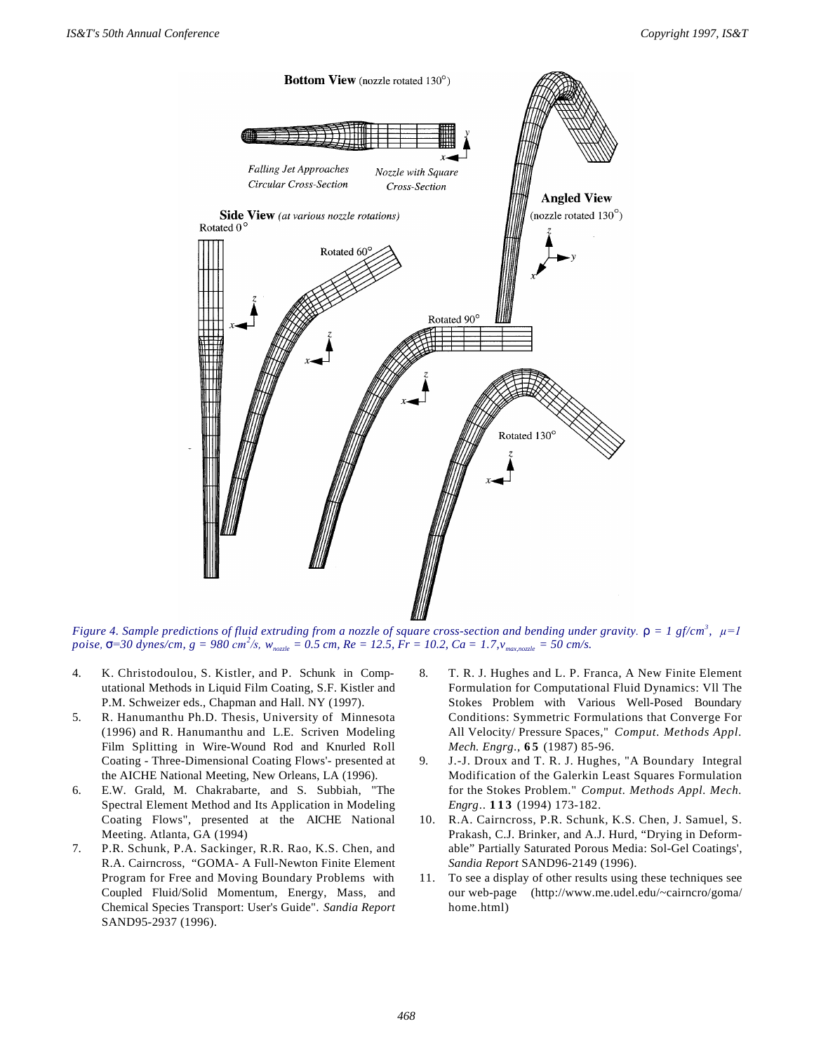Bottom View (nozzle rotated 130°)

Falling Jet Approaches Circular Cross-Section

Nozzle with Square Cross-Section

Angled View (nozzle rotated 130°)

Side View (at various nozzle rotations)

Rotated 0°

Rotated 60°

Rotated 90°

Rotated 130°

*Figure 4. Sample predictions of fluid extruding from a nozzle of square cross-section and bending under gravity.* $\rho$ *= 1 gf/cm*$^3$*,* $\mu$*=1 poise,* $\sigma$*=30 dynes/cm, g = 980 cm*$^2$*/s,* $w_{nozzle}$ *= 0.5 cm, Re = 12.5, Fr = 10.2, Ca = 1.7,* $v_{max,nozzle}$ *= 50 cm/s.*

4. K. Christodoulou, S. Kistler, and P. Schunk in Computational Methods in Liquid Film Coating, S.F. Kistler and P.M. Schweizer eds., Chapman and Hall. NY (1997).
5. R. Hanumanthu Ph.D. Thesis, University of Minnesota (1996) and R. Hanumanthu and L.E. Scriven Modeling Film Splitting in Wire-Wound Rod and Knurled Roll Coating - Three-Dimensional Coating Flows'- presented at the AICHE National Meeting, New Orleans, LA (1996).
6. E.W. Grald, M. Chakrabarte, and S. Subbiah, "The Spectral Element Method and Its Application in Modeling Coating Flows", presented at the AICHE National Meeting. Atlanta, GA (1994)
7. P.R. Schunk, P.A. Sackinger, R.R. Rao, K.S. Chen, and R.A. Cairncross, "GOMA- A Full-Newton Finite Element Program for Free and Moving Boundary Problems with Coupled Fluid/Solid Momentum, Energy, Mass, and Chemical Species Transport: User's Guide". *Sandia Report* SAND95-2937 (1996).
8. T. R. J. Hughes and L. P. Franca, A New Finite Element Formulation for Computational Fluid Dynamics: Vll The Stokes Problem with Various Well-Posed Boundary Conditions: Symmetric Formulations that Converge For All Velocity/ Pressure Spaces," *Comput. Methods Appl. Mech. Engrg.*, **65** (1987) 85-96.
9. J.-J. Droux and T. R. J. Hughes, "A Boundary Integral Modification of the Galerkin Least Squares Formulation for the Stokes Problem." *Comput. Methods Appl. Mech. Engrg.*. **113** (1994) 173-182.
10. R.A. Cairncross, P.R. Schunk, K.S. Chen, J. Samuel, S. Prakash, C.J. Brinker, and A.J. Hurd, "Drying in Deformable" Partially Saturated Porous Media: Sol-Gel Coatings', *Sandia Report* SAND96-2149 (1996).
11. To see a display of other results using these techniques see our web-page (http://www.me.udel.edu/~cairncro/goma/home.html)